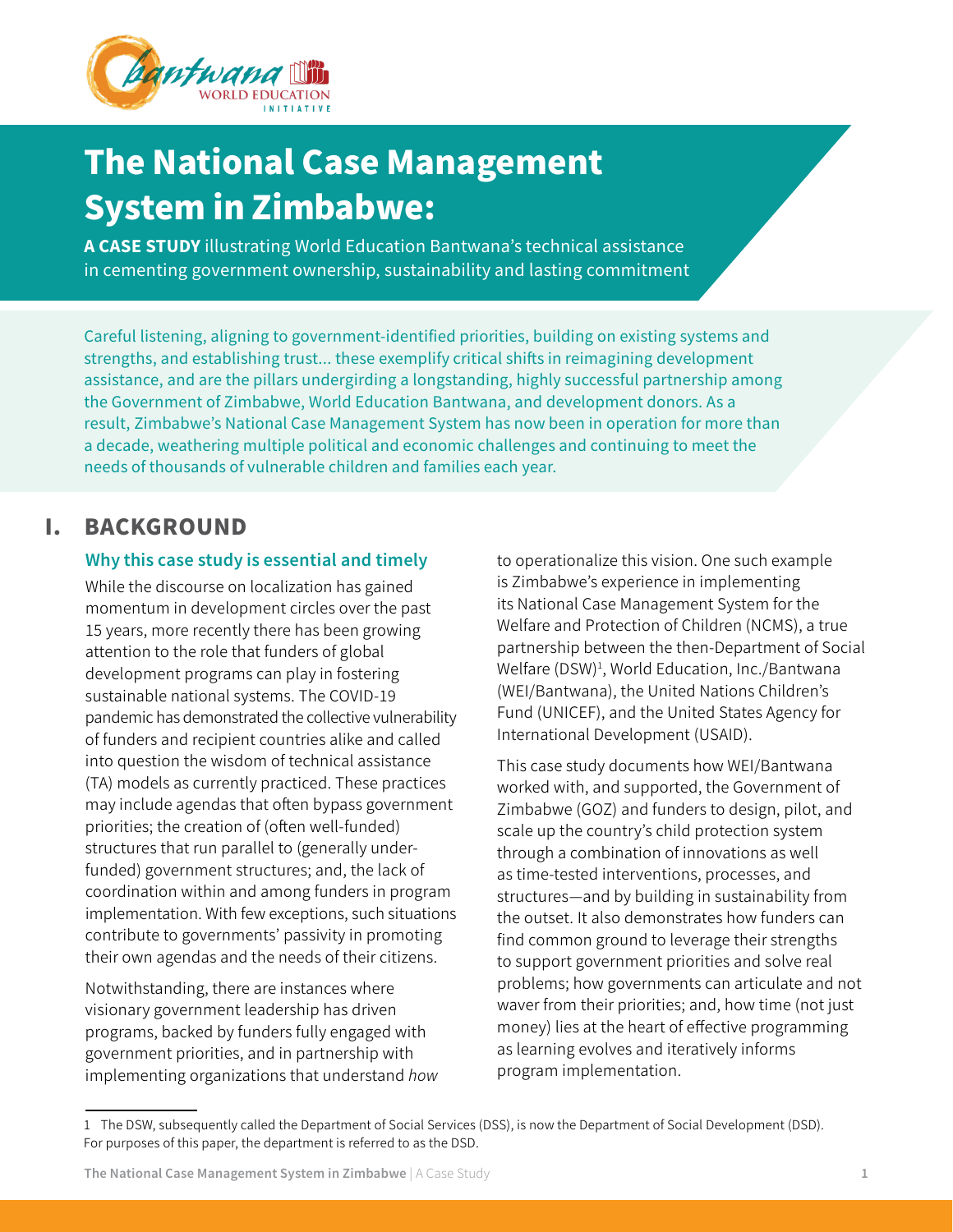# The National Case Management System in Zimbabwe:

**A CASE STUDY** illustrating World Education Bantwana's technical assistance in cementing government ownership, sustainability and lasting commitment

Careful listening, aligning to government-identified priorities, building on existing systems and strengths, and establishing trust... these exemplify critical shifts in reimagining development assistance, and are the pillars undergirding a longstanding, highly successful partnership among the Government of Zimbabwe, World Education Bantwana, and development donors. As a result, Zimbabwe's National Case Management System has now been in operation for more than a decade, weathering multiple political and economic challenges and continuing to meet the needs of thousands of vulnerable children and families each year.

## I. BACKGROUND

### Why this case study is essential and timely

While the discourse on localization has gained momentum in development circles over the past 15 years, more recently there has been growing attention to the role that funders of global development programs can play in fostering sustainable national systems. The COVID-19 pandemic has demonstrated the collective vulnerability of funders and recipient countries alike and called into question the wisdom of technical assistance (TA) models as currently practiced. These practices may include agendas that often bypass government priorities; the creation of (often well-funded) structures that run parallel to (generally under-funded) government structures; and, the lack of coordination within and among funders in program implementation. With few exceptions, such situations contribute to governments' passivity in promoting their own agendas and the needs of their citizens.

Notwithstanding, there are instances where visionary government leadership has driven programs, backed by funders fully engaged with government priorities, and in partnership with implementing organizations that understand *how* to operationalize this vision. One such example is Zimbabwe's experience in implementing its National Case Management System for the Welfare and Protection of Children (NCMS), a true partnership between the then-Department of Social Welfare (DSW)[1], World Education, Inc./Bantwana (WEI/Bantwana), the United Nations Children's Fund (UNICEF), and the United States Agency for International Development (USAID).

This case study documents how WEI/Bantwana worked with, and supported, the Government of Zimbabwe (GOZ) and funders to design, pilot, and scale up the country's child protection system through a combination of innovations as well as time-tested interventions, processes, and structures—and by building in sustainability from the outset. It also demonstrates how funders can find common ground to leverage their strengths to support government priorities and solve real problems; how governments can articulate and not waver from their priorities; and, how time (not just money) lies at the heart of effective programming as learning evolves and iteratively informs program implementation.

[1] The DSW, subsequently called the Department of Social Services (DSS), is now the Department of Social Development (DSD). For purposes of this paper, the department is referred to as the DSD.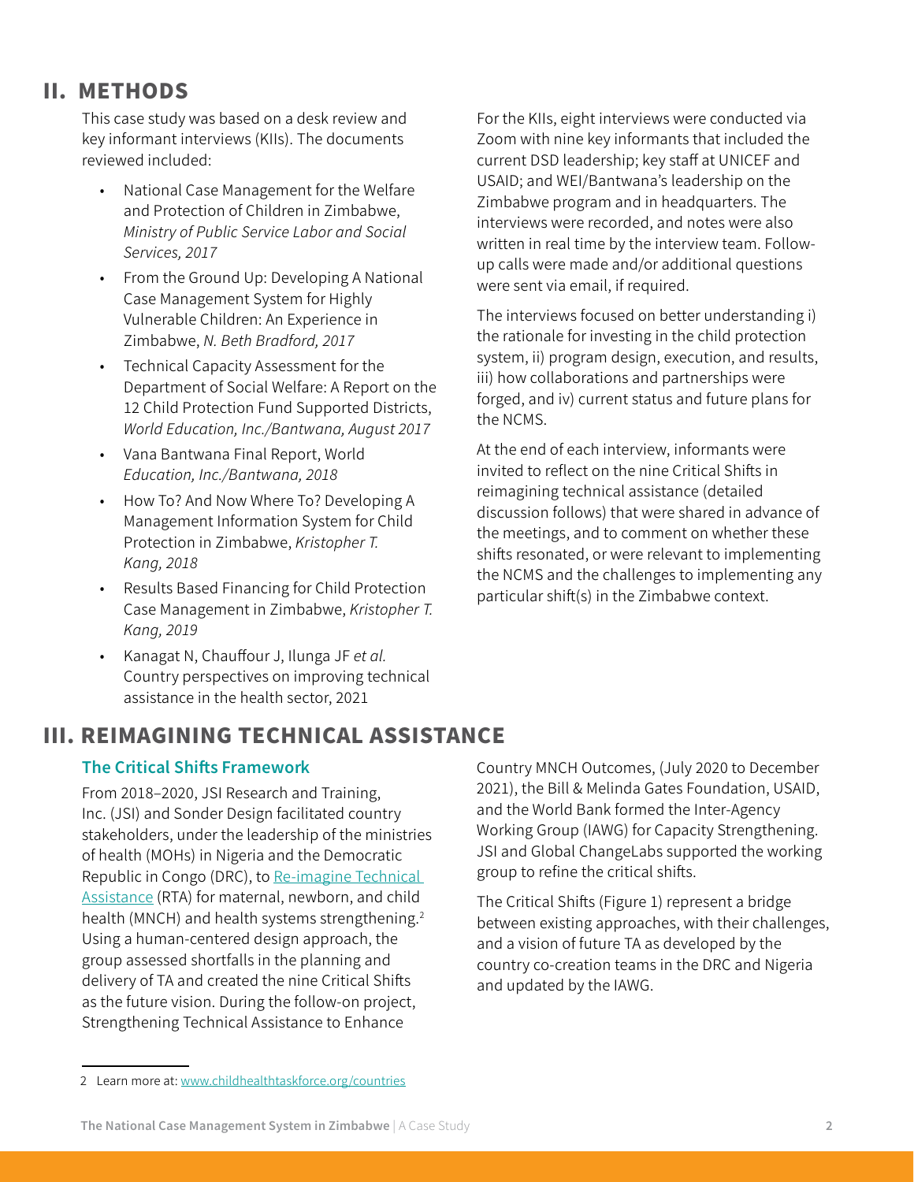## II. METHODS

This case study was based on a desk review and key informant interviews (KIIs). The documents reviewed included:

- National Case Management for the Welfare and Protection of Children in Zimbabwe, *Ministry of Public Service Labor and Social Services, 2017*
- From the Ground Up: Developing A National Case Management System for Highly Vulnerable Children: An Experience in Zimbabwe, *N. Beth Bradford, 2017*
- Technical Capacity Assessment for the Department of Social Welfare: A Report on the 12 Child Protection Fund Supported Districts, *World Education, Inc./Bantwana, August 2017*
- Vana Bantwana Final Report, World *Education, Inc./Bantwana, 2018*
- How To? And Now Where To? Developing A Management Information System for Child Protection in Zimbabwe, *Kristopher T. Kang, 2018*
- Results Based Financing for Child Protection Case Management in Zimbabwe, *Kristopher T. Kang, 2019*
- Kanagat N, Chauffour J, Ilunga JF *et al.* Country perspectives on improving technical assistance in the health sector, 2021

For the KIIs, eight interviews were conducted via Zoom with nine key informants that included the current DSD leadership; key staff at UNICEF and USAID; and WEI/Bantwana's leadership on the Zimbabwe program and in headquarters. The interviews were recorded, and notes were also written in real time by the interview team. Follow-up calls were made and/or additional questions were sent via email, if required.

The interviews focused on better understanding i) the rationale for investing in the child protection system, ii) program design, execution, and results, iii) how collaborations and partnerships were forged, and iv) current status and future plans for the NCMS.

At the end of each interview, informants were invited to reflect on the nine Critical Shifts in reimagining technical assistance (detailed discussion follows) that were shared in advance of the meetings, and to comment on whether these shifts resonated, or were relevant to implementing the NCMS and the challenges to implementing any particular shift(s) in the Zimbabwe context.

## III. REIMAGINING TECHNICAL ASSISTANCE

### The Critical Shifts Framework

From 2018–2020, JSI Research and Training, Inc. (JSI) and Sonder Design facilitated country stakeholders, under the leadership of the ministries of health (MOHs) in Nigeria and the Democratic Republic in Congo (DRC), to [Re-imagine Technical Assistance](Re-imagine Technical Assistance) (RTA) for maternal, newborn, and child health (MNCH) and health systems strengthening.[2] Using a human-centered design approach, the group assessed shortfalls in the planning and delivery of TA and created the nine Critical Shifts as the future vision. During the follow-on project, Strengthening Technical Assistance to Enhance Country MNCH Outcomes, (July 2020 to December 2021), the Bill & Melinda Gates Foundation, USAID, and the World Bank formed the Inter-Agency Working Group (IAWG) for Capacity Strengthening. JSI and Global ChangeLabs supported the working group to refine the critical shifts.

The Critical Shifts (Figure 1) represent a bridge between existing approaches, with their challenges, and a vision of future TA as developed by the country co-creation teams in the DRC and Nigeria and updated by the IAWG.

---

2 Learn more at: www.childhealthtaskforce.org/countries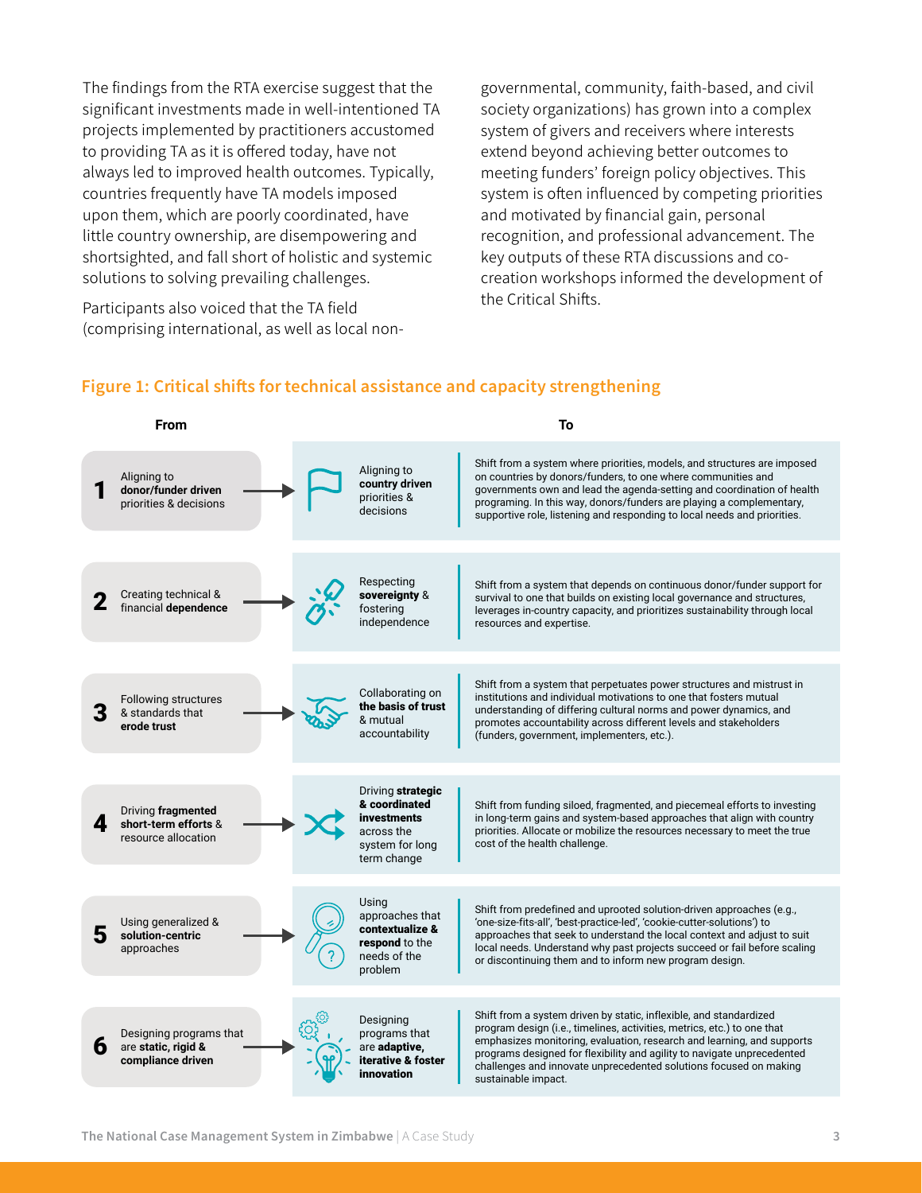The findings from the RTA exercise suggest that the significant investments made in well-intentioned TA projects implemented by practitioners accustomed to providing TA as it is offered today, have not always led to improved health outcomes. Typically, countries frequently have TA models imposed upon them, which are poorly coordinated, have little country ownership, are disempowering and shortsighted, and fall short of holistic and systemic solutions to solving prevailing challenges.

Participants also voiced that the TA field (comprising international, as well as local non-governmental, community, faith-based, and civil society organizations) has grown into a complex system of givers and receivers where interests extend beyond achieving better outcomes to meeting funders' foreign policy objectives. This system is often influenced by competing priorities and motivated by financial gain, personal recognition, and professional advancement. The key outputs of these RTA discussions and co-creation workshops informed the development of the Critical Shifts.

## Figure 1: Critical shifts for technical assistance and capacity strengthening

| | From | To | |
|---|---|---|---|
| **1** | Aligning to **donor/funder driven** priorities & decisions | Aligning to **country driven** priorities & decisions | Shift from a system where priorities, models, and structures are imposed on countries by donors/funders, to one where communities and governments own and lead the agenda-setting and coordination of health programing. In this way, donors/funders are playing a complementary, supportive role, listening and responding to local needs and priorities. |
| **2** | Creating technical & financial **dependence** | Respecting **sovereignty** & fostering independence | Shift from a system that depends on continuous donor/funder support for survival to one that builds on existing local governance and structures, leverages in-country capacity, and prioritizes sustainability through local resources and expertise. |
| **3** | Following structures & standards that **erode trust** | Collaborating on **the basis of trust** & mutual accountability | Shift from a system that perpetuates power structures and mistrust in institutions and individual motivations to one that fosters mutual understanding of differing cultural norms and power dynamics, and promotes accountability across different levels and stakeholders (funders, government, implementers, etc.). |
| **4** | Driving **fragmented short-term efforts** & resource allocation | Driving **strategic & coordinated investments** across the system for long term change | Shift from funding siloed, fragmented, and piecemeal efforts to investing in long-term gains and system-based approaches that align with country priorities. Allocate or mobilize the resources necessary to meet the true cost of the health challenge. |
| **5** | Using generalized & **solution-centric** approaches | Using approaches that **contextualize & respond** to the needs of the problem | Shift from predefined and uprooted solution-driven approaches (e.g., 'one-size-fits-all', 'best-practice-led', 'cookie-cutter-solutions') to approaches that seek to understand the local context and adjust to suit local needs. Understand why past projects succeed or fail before scaling or discontinuing them and to inform new program design. |
| **6** | Designing programs that are **static, rigid & compliance driven** | Designing programs that are **adaptive, iterative & foster innovation** | Shift from a system driven by static, inflexible, and standardized program design (i.e., timelines, activities, metrics, etc.) to one that emphasizes monitoring, evaluation, research and learning, and supports programs designed for flexibility and agility to navigate unprecedented challenges and innovate unprecedented solutions focused on making sustainable impact. |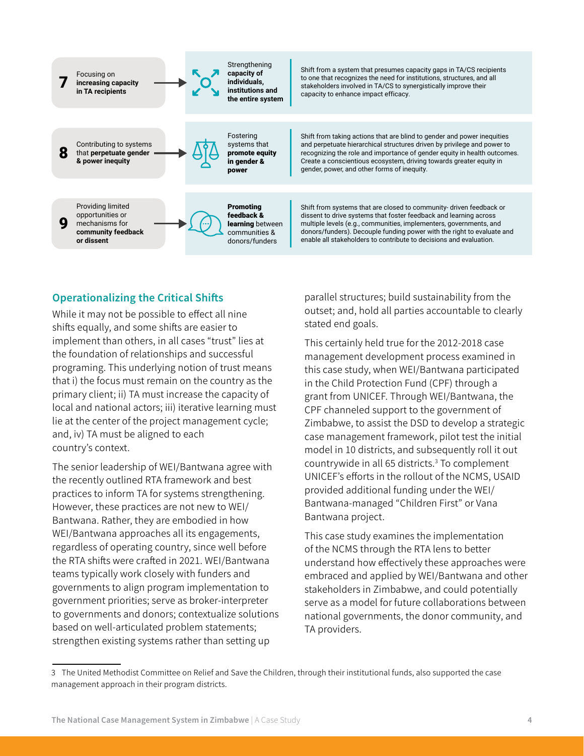| # | From | To | Description |
|---|---|---|---|
| 7 | Focusing on **increasing capacity in TA recipients** | Strengthening **capacity of individuals, institutions and the entire system** | Shift from a system that presumes capacity gaps in TA/CS recipients to one that recognizes the need for institutions, structures, and all stakeholders involved in TA/CS to synergistically improve their capacity to enhance impact efficacy. |
| 8 | Contributing to systems that **perpetuate gender & power inequity** | Fostering systems that **promote equity in gender & power** | Shift from taking actions that are blind to gender and power inequities and perpetuate hierarchical structures driven by privilege and power to recognizing the role and importance of gender equity in health outcomes. Create a conscientious ecosystem, driving towards greater equity in gender, power, and other forms of inequity. |
| 9 | Providing limited opportunities or mechanisms for **community feedback or dissent** | **Promoting feedback & learning** between communities & donors/funders | Shift from systems that are closed to community- driven feedback or dissent to drive systems that foster feedback and learning across multiple levels (e.g., communities, implementers, governments, and donors/funders). Decouple funding power with the right to evaluate and enable all stakeholders to contribute to decisions and evaluation. |

## Operationalizing the Critical Shifts

While it may not be possible to effect all nine shifts equally, and some shifts are easier to implement than others, in all cases "trust" lies at the foundation of relationships and successful programing. This underlying notion of trust means that i) the focus must remain on the country as the primary client; ii) TA must increase the capacity of local and national actors; iii) iterative learning must lie at the center of the project management cycle; and, iv) TA must be aligned to each country's context.

The senior leadership of WEI/Bantwana agree with the recently outlined RTA framework and best practices to inform TA for systems strengthening. However, these practices are not new to WEI/Bantwana. Rather, they are embodied in how WEI/Bantwana approaches all its engagements, regardless of operating country, since well before the RTA shifts were crafted in 2021. WEI/Bantwana teams typically work closely with funders and governments to align program implementation to government priorities; serve as broker-interpreter to governments and donors; contextualize solutions based on well-articulated problem statements; strengthen existing systems rather than setting up parallel structures; build sustainability from the outset; and, hold all parties accountable to clearly stated end goals.

This certainly held true for the 2012-2018 case management development process examined in this case study, when WEI/Bantwana participated in the Child Protection Fund (CPF) through a grant from UNICEF. Through WEI/Bantwana, the CPF channeled support to the government of Zimbabwe, to assist the DSD to develop a strategic case management framework, pilot test the initial model in 10 districts, and subsequently roll it out countrywide in all 65 districts.[3] To complement UNICEF's efforts in the rollout of the NCMS, USAID provided additional funding under the WEI/ Bantwana-managed "Children First" or Vana Bantwana project.

This case study examines the implementation of the NCMS through the RTA lens to better understand how effectively these approaches were embraced and applied by WEI/Bantwana and other stakeholders in Zimbabwe, and could potentially serve as a model for future collaborations between national governments, the donor community, and TA providers.

3 The United Methodist Committee on Relief and Save the Children, through their institutional funds, also supported the case management approach in their program districts.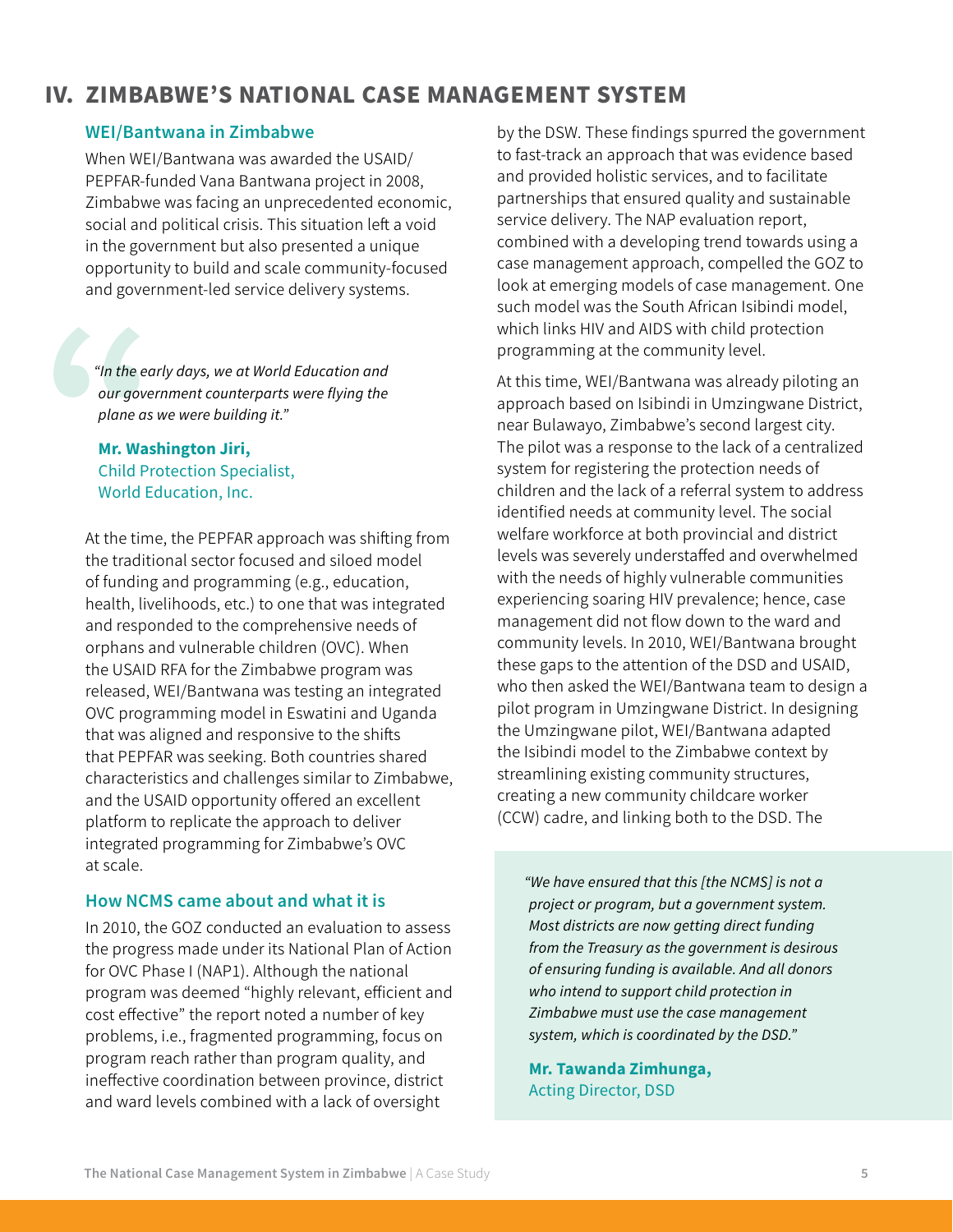## IV. ZIMBABWE'S NATIONAL CASE MANAGEMENT SYSTEM

### WEI/Bantwana in Zimbabwe

When WEI/Bantwana was awarded the USAID/PEPFAR-funded Vana Bantwana project in 2008, Zimbabwe was facing an unprecedented economic, social and political crisis. This situation left a void in the government but also presented a unique opportunity to build and scale community-focused and government-led service delivery systems.

> *"In the early days, we at World Education and our government counterparts were flying the plane as we were building it."*
>
> **Mr. Washington Jiri,**
> Child Protection Specialist,
> World Education, Inc.

At the time, the PEPFAR approach was shifting from the traditional sector focused and siloed model of funding and programming (e.g., education, health, livelihoods, etc.) to one that was integrated and responded to the comprehensive needs of orphans and vulnerable children (OVC). When the USAID RFA for the Zimbabwe program was released, WEI/Bantwana was testing an integrated OVC programming model in Eswatini and Uganda that was aligned and responsive to the shifts that PEPFAR was seeking. Both countries shared characteristics and challenges similar to Zimbabwe, and the USAID opportunity offered an excellent platform to replicate the approach to deliver integrated programming for Zimbabwe's OVC at scale.

### How NCMS came about and what it is

In 2010, the GOZ conducted an evaluation to assess the progress made under its National Plan of Action for OVC Phase I (NAP1). Although the national program was deemed "highly relevant, efficient and cost effective" the report noted a number of key problems, i.e., fragmented programming, focus on program reach rather than program quality, and ineffective coordination between province, district and ward levels combined with a lack of oversight by the DSW. These findings spurred the government to fast-track an approach that was evidence based and provided holistic services, and to facilitate partnerships that ensured quality and sustainable service delivery. The NAP evaluation report, combined with a developing trend towards using a case management approach, compelled the GOZ to look at emerging models of case management. One such model was the South African Isibindi model, which links HIV and AIDS with child protection programming at the community level.

At this time, WEI/Bantwana was already piloting an approach based on Isibindi in Umzingwane District, near Bulawayo, Zimbabwe's second largest city. The pilot was a response to the lack of a centralized system for registering the protection needs of children and the lack of a referral system to address identified needs at community level. The social welfare workforce at both provincial and district levels was severely understaffed and overwhelmed with the needs of highly vulnerable communities experiencing soaring HIV prevalence; hence, case management did not flow down to the ward and community levels. In 2010, WEI/Bantwana brought these gaps to the attention of the DSD and USAID, who then asked the WEI/Bantwana team to design a pilot program in Umzingwane District. In designing the Umzingwane pilot, WEI/Bantwana adapted the Isibindi model to the Zimbabwe context by streamlining existing community structures, creating a new community childcare worker (CCW) cadre, and linking both to the DSD. The

> *"We have ensured that this [the NCMS] is not a project or program, but a government system. Most districts are now getting direct funding from the Treasury as the government is desirous of ensuring funding is available. And all donors who intend to support child protection in Zimbabwe must use the case management system, which is coordinated by the DSD."*
>
> **Mr. Tawanda Zimhunga,**
> Acting Director, DSD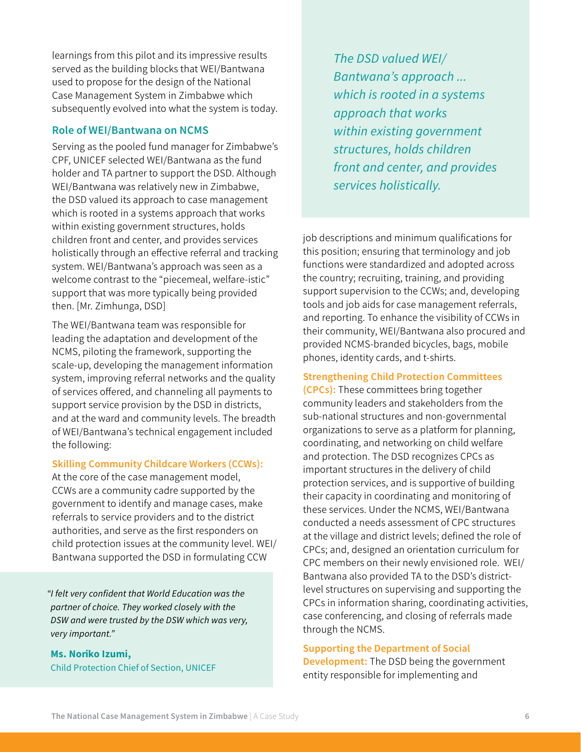learnings from this pilot and its impressive results served as the building blocks that WEI/Bantwana used to propose for the design of the National Case Management System in Zimbabwe which subsequently evolved into what the system is today.

### Role of WEI/Bantwana on NCMS

Serving as the pooled fund manager for Zimbabwe's CPF, UNICEF selected WEI/Bantwana as the fund holder and TA partner to support the DSD. Although WEI/Bantwana was relatively new in Zimbabwe, the DSD valued its approach to case management which is rooted in a systems approach that works within existing government structures, holds children front and center, and provides services holistically through an effective referral and tracking system. WEI/Bantwana's approach was seen as a welcome contrast to the "piecemeal, welfare-istic" support that was more typically being provided then. [Mr. Zimhunga, DSD]

The WEI/Bantwana team was responsible for leading the adaptation and development of the NCMS, piloting the framework, supporting the scale-up, developing the management information system, improving referral networks and the quality of services offered, and channeling all payments to support service provision by the DSD in districts, and at the ward and community levels. The breadth of WEI/Bantwana's technical engagement included the following:

**Skilling Community Childcare Workers (CCWs):** At the core of the case management model, CCWs are a community cadre supported by the government to identify and manage cases, make referrals to service providers and to the district authorities, and serve as the first responders on child protection issues at the community level. WEI/Bantwana supported the DSD in formulating CCW job descriptions and minimum qualifications for this position; ensuring that terminology and job functions were standardized and adopted across the country; recruiting, training, and providing support supervision to the CCWs; and, developing tools and job aids for case management referrals, and reporting. To enhance the visibility of CCWs in their community, WEI/Bantwana also procured and provided NCMS-branded bicycles, bags, mobile phones, identity cards, and t-shirts.

> *"I felt very confident that World Education was the partner of choice. They worked closely with the DSW and were trusted by the DSW which was very, very important."*
>
> **Ms. Noriko Izumi,**
> Child Protection Chief of Section, UNICEF

> *The DSD valued WEI/Bantwana's approach ... which is rooted in a systems approach that works within existing government structures, holds children front and center, and provides services holistically.*

**Strengthening Child Protection Committees (CPCs):** These committees bring together community leaders and stakeholders from the sub-national structures and non-governmental organizations to serve as a platform for planning, coordinating, and networking on child welfare and protection. The DSD recognizes CPCs as important structures in the delivery of child protection services, and is supportive of building their capacity in coordinating and monitoring of these services. Under the NCMS, WEI/Bantwana conducted a needs assessment of CPC structures at the village and district levels; defined the role of CPCs; and, designed an orientation curriculum for CPC members on their newly envisioned role. WEI/Bantwana also provided TA to the DSD's district-level structures on supervising and supporting the CPCs in information sharing, coordinating activities, case conferencing, and closing of referrals made through the NCMS.

**Supporting the Department of Social Development:** The DSD being the government entity responsible for implementing and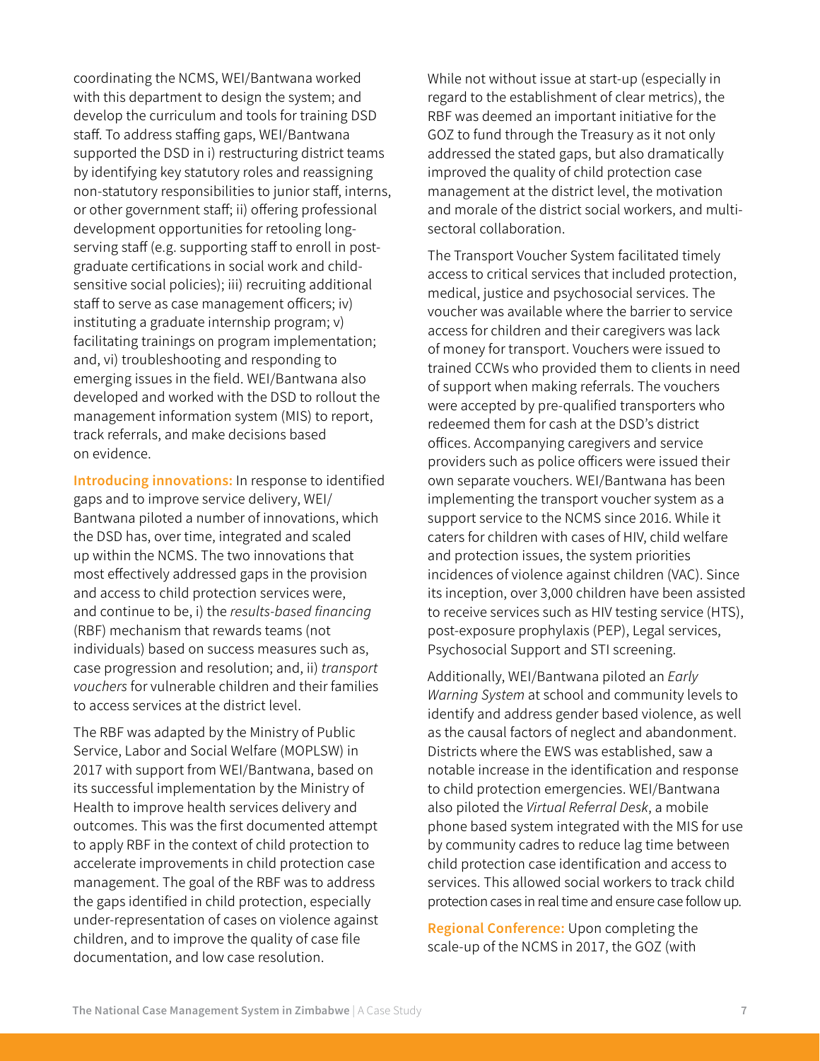coordinating the NCMS, WEI/Bantwana worked with this department to design the system; and develop the curriculum and tools for training DSD staff. To address staffing gaps, WEI/Bantwana supported the DSD in i) restructuring district teams by identifying key statutory roles and reassigning non-statutory responsibilities to junior staff, interns, or other government staff; ii) offering professional development opportunities for retooling long-serving staff (e.g. supporting staff to enroll in post-graduate certifications in social work and child-sensitive social policies); iii) recruiting additional staff to serve as case management officers; iv) instituting a graduate internship program; v) facilitating trainings on program implementation; and, vi) troubleshooting and responding to emerging issues in the field. WEI/Bantwana also developed and worked with the DSD to rollout the management information system (MIS) to report, track referrals, and make decisions based on evidence.

**Introducing innovations:** In response to identified gaps and to improve service delivery, WEI/Bantwana piloted a number of innovations, which the DSD has, over time, integrated and scaled up within the NCMS. The two innovations that most effectively addressed gaps in the provision and access to child protection services were, and continue to be, i) the *results-based financing* (RBF) mechanism that rewards teams (not individuals) based on success measures such as, case progression and resolution; and, ii) *transport vouchers* for vulnerable children and their families to access services at the district level.

The RBF was adapted by the Ministry of Public Service, Labor and Social Welfare (MOPLSW) in 2017 with support from WEI/Bantwana, based on its successful implementation by the Ministry of Health to improve health services delivery and outcomes. This was the first documented attempt to apply RBF in the context of child protection to accelerate improvements in child protection case management. The goal of the RBF was to address the gaps identified in child protection, especially under-representation of cases on violence against children, and to improve the quality of case file documentation, and low case resolution.

While not without issue at start-up (especially in regard to the establishment of clear metrics), the RBF was deemed an important initiative for the GOZ to fund through the Treasury as it not only addressed the stated gaps, but also dramatically improved the quality of child protection case management at the district level, the motivation and morale of the district social workers, and multi-sectoral collaboration.

The Transport Voucher System facilitated timely access to critical services that included protection, medical, justice and psychosocial services. The voucher was available where the barrier to service access for children and their caregivers was lack of money for transport. Vouchers were issued to trained CCWs who provided them to clients in need of support when making referrals. The vouchers were accepted by pre-qualified transporters who redeemed them for cash at the DSD's district offices. Accompanying caregivers and service providers such as police officers were issued their own separate vouchers. WEI/Bantwana has been implementing the transport voucher system as a support service to the NCMS since 2016. While it caters for children with cases of HIV, child welfare and protection issues, the system priorities incidences of violence against children (VAC). Since its inception, over 3,000 children have been assisted to receive services such as HIV testing service (HTS), post-exposure prophylaxis (PEP), Legal services, Psychosocial Support and STI screening.

Additionally, WEI/Bantwana piloted an *Early Warning System* at school and community levels to identify and address gender based violence, as well as the causal factors of neglect and abandonment. Districts where the EWS was established, saw a notable increase in the identification and response to child protection emergencies. WEI/Bantwana also piloted the *Virtual Referral Desk*, a mobile phone based system integrated with the MIS for use by community cadres to reduce lag time between child protection case identification and access to services. This allowed social workers to track child protection cases in real time and ensure case follow up.

**Regional Conference:** Upon completing the scale-up of the NCMS in 2017, the GOZ (with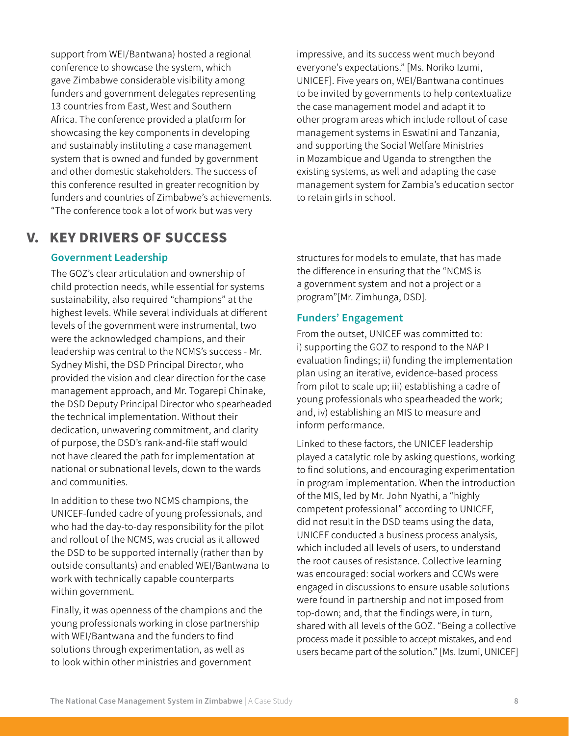support from WEI/Bantwana) hosted a regional conference to showcase the system, which gave Zimbabwe considerable visibility among funders and government delegates representing 13 countries from East, West and Southern Africa. The conference provided a platform for showcasing the key components in developing and sustainably instituting a case management system that is owned and funded by government and other domestic stakeholders. The success of this conference resulted in greater recognition by funders and countries of Zimbabwe's achievements. "The conference took a lot of work but was very impressive, and its success went much beyond everyone's expectations." [Ms. Noriko Izumi, UNICEF]. Five years on, WEI/Bantwana continues to be invited by governments to help contextualize the case management model and adapt it to other program areas which include rollout of case management systems in Eswatini and Tanzania, and supporting the Social Welfare Ministries in Mozambique and Uganda to strengthen the existing systems, as well and adapting the case management system for Zambia's education sector to retain girls in school.

## V. KEY DRIVERS OF SUCCESS

### Government Leadership

The GOZ's clear articulation and ownership of child protection needs, while essential for systems sustainability, also required "champions" at the highest levels. While several individuals at different levels of the government were instrumental, two were the acknowledged champions, and their leadership was central to the NCMS's success - Mr. Sydney Mishi, the DSD Principal Director, who provided the vision and clear direction for the case management approach, and Mr. Togarepi Chinake, the DSD Deputy Principal Director who spearheaded the technical implementation. Without their dedication, unwavering commitment, and clarity of purpose, the DSD's rank-and-file staff would not have cleared the path for implementation at national or subnational levels, down to the wards and communities.

In addition to these two NCMS champions, the UNICEF-funded cadre of young professionals, and who had the day-to-day responsibility for the pilot and rollout of the NCMS, was crucial as it allowed the DSD to be supported internally (rather than by outside consultants) and enabled WEI/Bantwana to work with technically capable counterparts within government.

Finally, it was openness of the champions and the young professionals working in close partnership with WEI/Bantwana and the funders to find solutions through experimentation, as well as to look within other ministries and government structures for models to emulate, that has made the difference in ensuring that the "NCMS is a government system and not a project or a program"[Mr. Zimhunga, DSD].

### Funders' Engagement

From the outset, UNICEF was committed to: i) supporting the GOZ to respond to the NAP I evaluation findings; ii) funding the implementation plan using an iterative, evidence-based process from pilot to scale up; iii) establishing a cadre of young professionals who spearheaded the work; and, iv) establishing an MIS to measure and inform performance.

Linked to these factors, the UNICEF leadership played a catalytic role by asking questions, working to find solutions, and encouraging experimentation in program implementation. When the introduction of the MIS, led by Mr. John Nyathi, a "highly competent professional" according to UNICEF, did not result in the DSD teams using the data, UNICEF conducted a business process analysis, which included all levels of users, to understand the root causes of resistance. Collective learning was encouraged: social workers and CCWs were engaged in discussions to ensure usable solutions were found in partnership and not imposed from top-down; and, that the findings were, in turn, shared with all levels of the GOZ. "Being a collective process made it possible to accept mistakes, and end users became part of the solution." [Ms. Izumi, UNICEF]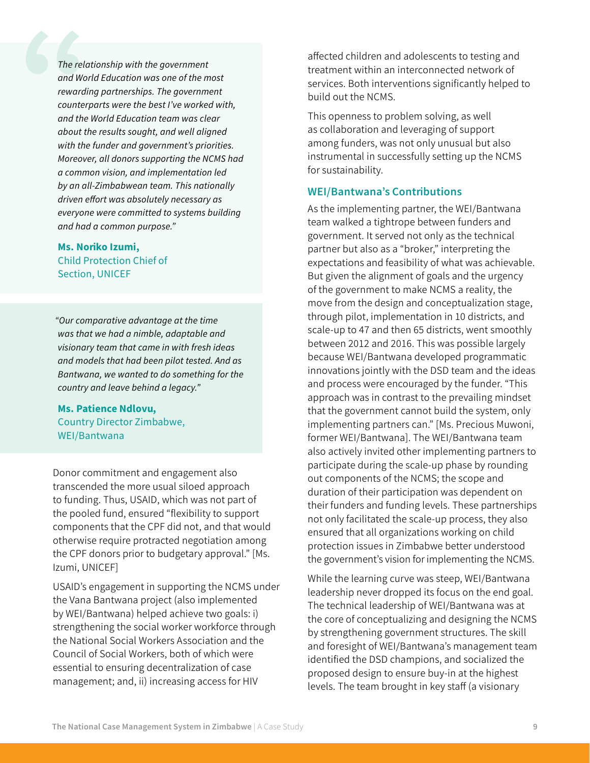> *The relationship with the government and World Education was one of the most rewarding partnerships. The government counterparts were the best I've worked with, and the World Education team was clear about the results sought, and well aligned with the funder and government's priorities. Moreover, all donors supporting the NCMS had a common vision, and implementation led by an all-Zimbabwean team. This nationally driven effort was absolutely necessary as everyone were committed to systems building and had a common purpose."*
>
> **Ms. Noriko Izumi,**
> Child Protection Chief of Section, UNICEF

> *"Our comparative advantage at the time was that we had a nimble, adaptable and visionary team that came in with fresh ideas and models that had been pilot tested. And as Bantwana, we wanted to do something for the country and leave behind a legacy."*
>
> **Ms. Patience Ndlovu,**
> Country Director Zimbabwe, WEI/Bantwana

Donor commitment and engagement also transcended the more usual siloed approach to funding. Thus, USAID, which was not part of the pooled fund, ensured "flexibility to support components that the CPF did not, and that would otherwise require protracted negotiation among the CPF donors prior to budgetary approval." [Ms. Izumi, UNICEF]

USAID's engagement in supporting the NCMS under the Vana Bantwana project (also implemented by WEI/Bantwana) helped achieve two goals: i) strengthening the social worker workforce through the National Social Workers Association and the Council of Social Workers, both of which were essential to ensuring decentralization of case management; and, ii) increasing access for HIV affected children and adolescents to testing and treatment within an interconnected network of services. Both interventions significantly helped to build out the NCMS.

This openness to problem solving, as well as collaboration and leveraging of support among funders, was not only unusual but also instrumental in successfully setting up the NCMS for sustainability.

### WEI/Bantwana's Contributions

As the implementing partner, the WEI/Bantwana team walked a tightrope between funders and government. It served not only as the technical partner but also as a "broker," interpreting the expectations and feasibility of what was achievable. But given the alignment of goals and the urgency of the government to make NCMS a reality, the move from the design and conceptualization stage, through pilot, implementation in 10 districts, and scale-up to 47 and then 65 districts, went smoothly between 2012 and 2016. This was possible largely because WEI/Bantwana developed programmatic innovations jointly with the DSD team and the ideas and process were encouraged by the funder. "This approach was in contrast to the prevailing mindset that the government cannot build the system, only implementing partners can." [Ms. Precious Muwoni, former WEI/Bantwana]. The WEI/Bantwana team also actively invited other implementing partners to participate during the scale-up phase by rounding out components of the NCMS; the scope and duration of their participation was dependent on their funders and funding levels. These partnerships not only facilitated the scale-up process, they also ensured that all organizations working on child protection issues in Zimbabwe better understood the government's vision for implementing the NCMS.

While the learning curve was steep, WEI/Bantwana leadership never dropped its focus on the end goal. The technical leadership of WEI/Bantwana was at the core of conceptualizing and designing the NCMS by strengthening government structures. The skill and foresight of WEI/Bantwana's management team identified the DSD champions, and socialized the proposed design to ensure buy-in at the highest levels. The team brought in key staff (a visionary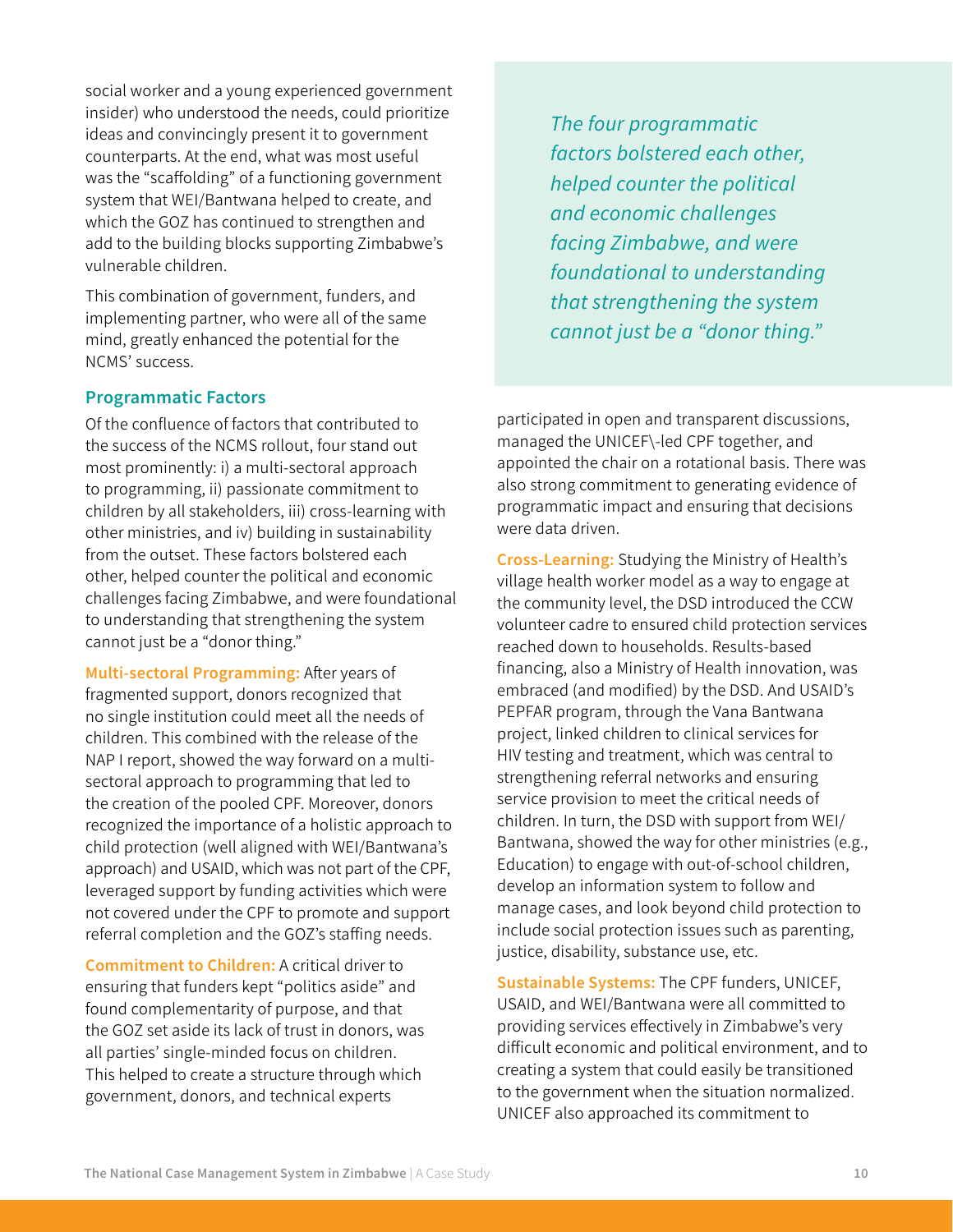social worker and a young experienced government insider) who understood the needs, could prioritize ideas and convincingly present it to government counterparts. At the end, what was most useful was the "scaffolding" of a functioning government system that WEI/Bantwana helped to create, and which the GOZ has continued to strengthen and add to the building blocks supporting Zimbabwe's vulnerable children.

This combination of government, funders, and implementing partner, who were all of the same mind, greatly enhanced the potential for the NCMS' success.

### Programmatic Factors

Of the confluence of factors that contributed to the success of the NCMS rollout, four stand out most prominently: i) a multi-sectoral approach to programming, ii) passionate commitment to children by all stakeholders, iii) cross-learning with other ministries, and iv) building in sustainability from the outset. These factors bolstered each other, helped counter the political and economic challenges facing Zimbabwe, and were foundational to understanding that strengthening the system cannot just be a "donor thing."

> *The four programmatic factors bolstered each other, helped counter the political and economic challenges facing Zimbabwe, and were foundational to understanding that strengthening the system cannot just be a "donor thing."*

**Multi-sectoral Programming:** After years of fragmented support, donors recognized that no single institution could meet all the needs of children. This combined with the release of the NAP I report, showed the way forward on a multi-sectoral approach to programming that led to the creation of the pooled CPF. Moreover, donors recognized the importance of a holistic approach to child protection (well aligned with WEI/Bantwana's approach) and USAID, which was not part of the CPF, leveraged support by funding activities which were not covered under the CPF to promote and support referral completion and the GOZ's staffing needs.

**Commitment to Children:** A critical driver to ensuring that funders kept "politics aside" and found complementarity of purpose, and that the GOZ set aside its lack of trust in donors, was all parties' single-minded focus on children. This helped to create a structure through which government, donors, and technical experts participated in open and transparent discussions, managed the UNICEF-led CPF together, and appointed the chair on a rotational basis. There was also strong commitment to generating evidence of programmatic impact and ensuring that decisions were data driven.

**Cross-Learning:** Studying the Ministry of Health's village health worker model as a way to engage at the community level, the DSD introduced the CCW volunteer cadre to ensured child protection services reached down to households. Results-based financing, also a Ministry of Health innovation, was embraced (and modified) by the DSD. And USAID's PEPFAR program, through the Vana Bantwana project, linked children to clinical services for HIV testing and treatment, which was central to strengthening referral networks and ensuring service provision to meet the critical needs of children. In turn, the DSD with support from WEI/Bantwana, showed the way for other ministries (e.g., Education) to engage with out-of-school children, develop an information system to follow and manage cases, and look beyond child protection to include social protection issues such as parenting, justice, disability, substance use, etc.

**Sustainable Systems:** The CPF funders, UNICEF, USAID, and WEI/Bantwana were all committed to providing services effectively in Zimbabwe's very difficult economic and political environment, and to creating a system that could easily be transitioned to the government when the situation normalized. UNICEF also approached its commitment to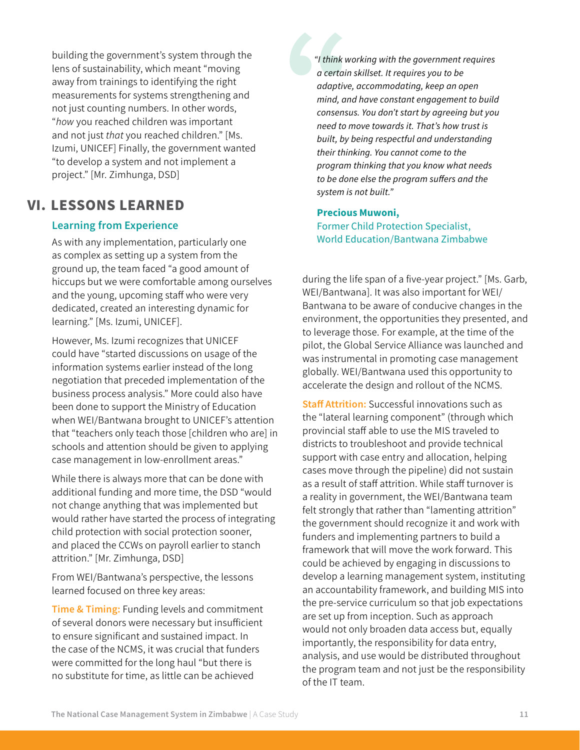building the government's system through the lens of sustainability, which meant "moving away from trainings to identifying the right measurements for systems strengthening and not just counting numbers. In other words, "*how* you reached children was important and not just *that* you reached children." [Ms. Izumi, UNICEF] Finally, the government wanted "to develop a system and not implement a project." [Mr. Zimhunga, DSD]

## VI. LESSONS LEARNED

### Learning from Experience

As with any implementation, particularly one as complex as setting up a system from the ground up, the team faced "a good amount of hiccups but we were comfortable among ourselves and the young, upcoming staff who were very dedicated, created an interesting dynamic for learning." [Ms. Izumi, UNICEF].

However, Ms. Izumi recognizes that UNICEF could have "started discussions on usage of the information systems earlier instead of the long negotiation that preceded implementation of the business process analysis." More could also have been done to support the Ministry of Education when WEI/Bantwana brought to UNICEF's attention that "teachers only teach those [children who are] in schools and attention should be given to applying case management in low-enrollment areas."

While there is always more that can be done with additional funding and more time, the DSD "would not change anything that was implemented but would rather have started the process of integrating child protection with social protection sooner, and placed the CCWs on payroll earlier to stanch attrition." [Mr. Zimhunga, DSD]

From WEI/Bantwana's perspective, the lessons learned focused on three key areas:

**Time & Timing:** Funding levels and commitment of several donors were necessary but insufficient to ensure significant and sustained impact. In the case of the NCMS, it was crucial that funders were committed for the long haul "but there is no substitute for time, as little can be achieved during the life span of a five-year project." [Ms. Garb, WEI/Bantwana]. It was also important for WEI/Bantwana to be aware of conducive changes in the environment, the opportunities they presented, and to leverage those. For example, at the time of the pilot, the Global Service Alliance was launched and was instrumental in promoting case management globally. WEI/Bantwana used this opportunity to accelerate the design and rollout of the NCMS.

> *"I think working with the government requires a certain skillset. It requires you to be adaptive, accommodating, keep an open mind, and have constant engagement to build consensus. You don't start by agreeing but you need to move towards it. That's how trust is built, by being respectful and understanding their thinking. You cannot come to the program thinking that you know what needs to be done else the program suffers and the system is not built."*
>
> **Precious Muwoni,**
> Former Child Protection Specialist, World Education/Bantwana Zimbabwe

**Staff Attrition:** Successful innovations such as the "lateral learning component" (through which provincial staff able to use the MIS traveled to districts to troubleshoot and provide technical support with case entry and allocation, helping cases move through the pipeline) did not sustain as a result of staff attrition. While staff turnover is a reality in government, the WEI/Bantwana team felt strongly that rather than "lamenting attrition" the government should recognize it and work with funders and implementing partners to build a framework that will move the work forward. This could be achieved by engaging in discussions to develop a learning management system, instituting an accountability framework, and building MIS into the pre-service curriculum so that job expectations are set up from inception. Such as approach would not only broaden data access but, equally importantly, the responsibility for data entry, analysis, and use would be distributed throughout the program team and not just be the responsibility of the IT team.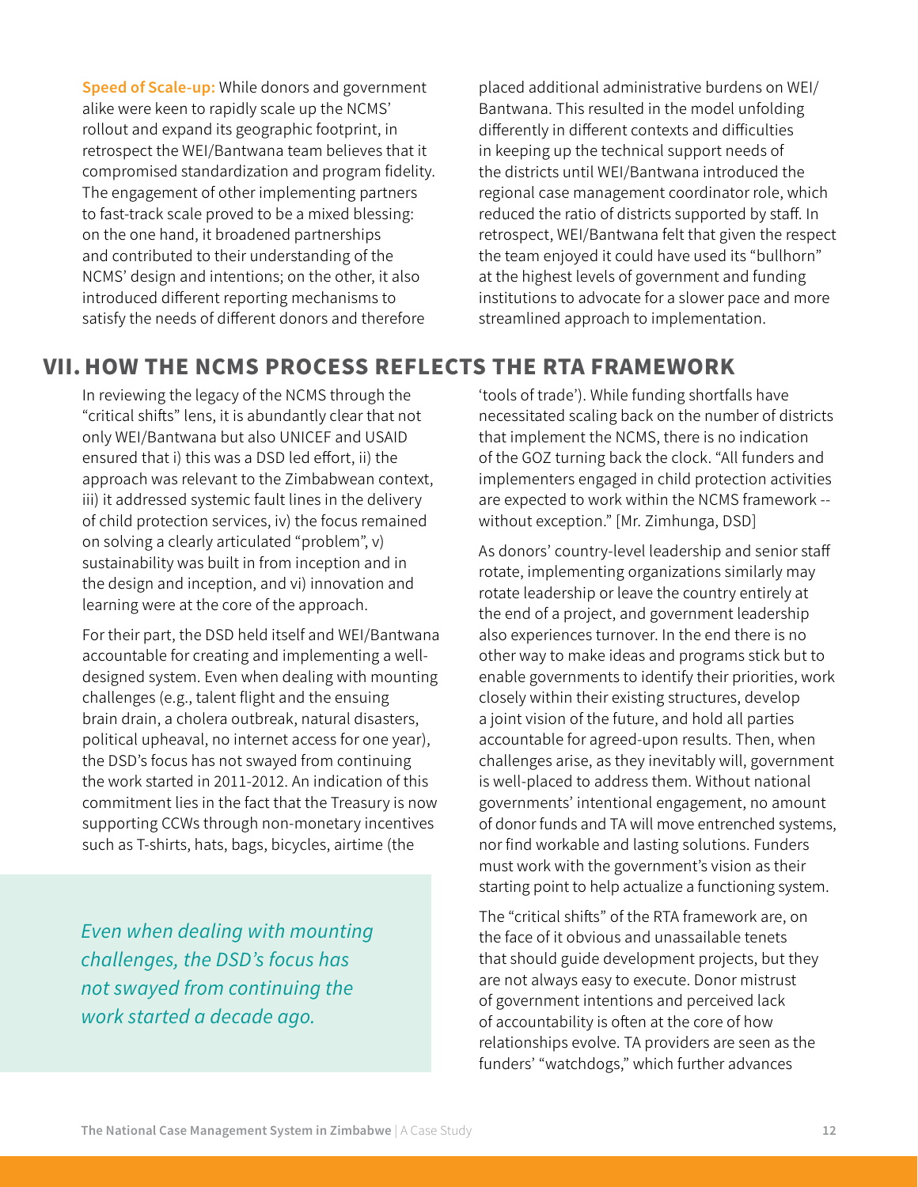**Speed of Scale-up:** While donors and government alike were keen to rapidly scale up the NCMS' rollout and expand its geographic footprint, in retrospect the WEI/Bantwana team believes that it compromised standardization and program fidelity. The engagement of other implementing partners to fast-track scale proved to be a mixed blessing: on the one hand, it broadened partnerships and contributed to their understanding of the NCMS' design and intentions; on the other, it also introduced different reporting mechanisms to satisfy the needs of different donors and therefore placed additional administrative burdens on WEI/Bantwana. This resulted in the model unfolding differently in different contexts and difficulties in keeping up the technical support needs of the districts until WEI/Bantwana introduced the regional case management coordinator role, which reduced the ratio of districts supported by staff. In retrospect, WEI/Bantwana felt that given the respect the team enjoyed it could have used its "bullhorn" at the highest levels of government and funding institutions to advocate for a slower pace and more streamlined approach to implementation.

## VII. HOW THE NCMS PROCESS REFLECTS THE RTA FRAMEWORK

In reviewing the legacy of the NCMS through the "critical shifts" lens, it is abundantly clear that not only WEI/Bantwana but also UNICEF and USAID ensured that i) this was a DSD led effort, ii) the approach was relevant to the Zimbabwean context, iii) it addressed systemic fault lines in the delivery of child protection services, iv) the focus remained on solving a clearly articulated "problem", v) sustainability was built in from inception and in the design and inception, and vi) innovation and learning were at the core of the approach.

For their part, the DSD held itself and WEI/Bantwana accountable for creating and implementing a well-designed system. Even when dealing with mounting challenges (e.g., talent flight and the ensuing brain drain, a cholera outbreak, natural disasters, political upheaval, no internet access for one year), the DSD's focus has not swayed from continuing the work started in 2011-2012. An indication of this commitment lies in the fact that the Treasury is now supporting CCWs through non-monetary incentives such as T-shirts, hats, bags, bicycles, airtime (the 'tools of trade'). While funding shortfalls have necessitated scaling back on the number of districts that implement the NCMS, there is no indication of the GOZ turning back the clock. "All funders and implementers engaged in child protection activities are expected to work within the NCMS framework -- without exception." [Mr. Zimhunga, DSD]

*Even when dealing with mounting challenges, the DSD's focus has not swayed from continuing the work started a decade ago.*

As donors' country-level leadership and senior staff rotate, implementing organizations similarly may rotate leadership or leave the country entirely at the end of a project, and government leadership also experiences turnover. In the end there is no other way to make ideas and programs stick but to enable governments to identify their priorities, work closely within their existing structures, develop a joint vision of the future, and hold all parties accountable for agreed-upon results. Then, when challenges arise, as they inevitably will, government is well-placed to address them. Without national governments' intentional engagement, no amount of donor funds and TA will move entrenched systems, nor find workable and lasting solutions. Funders must work with the government's vision as their starting point to help actualize a functioning system.

The "critical shifts" of the RTA framework are, on the face of it obvious and unassailable tenets that should guide development projects, but they are not always easy to execute. Donor mistrust of government intentions and perceived lack of accountability is often at the core of how relationships evolve. TA providers are seen as the funders' "watchdogs," which further advances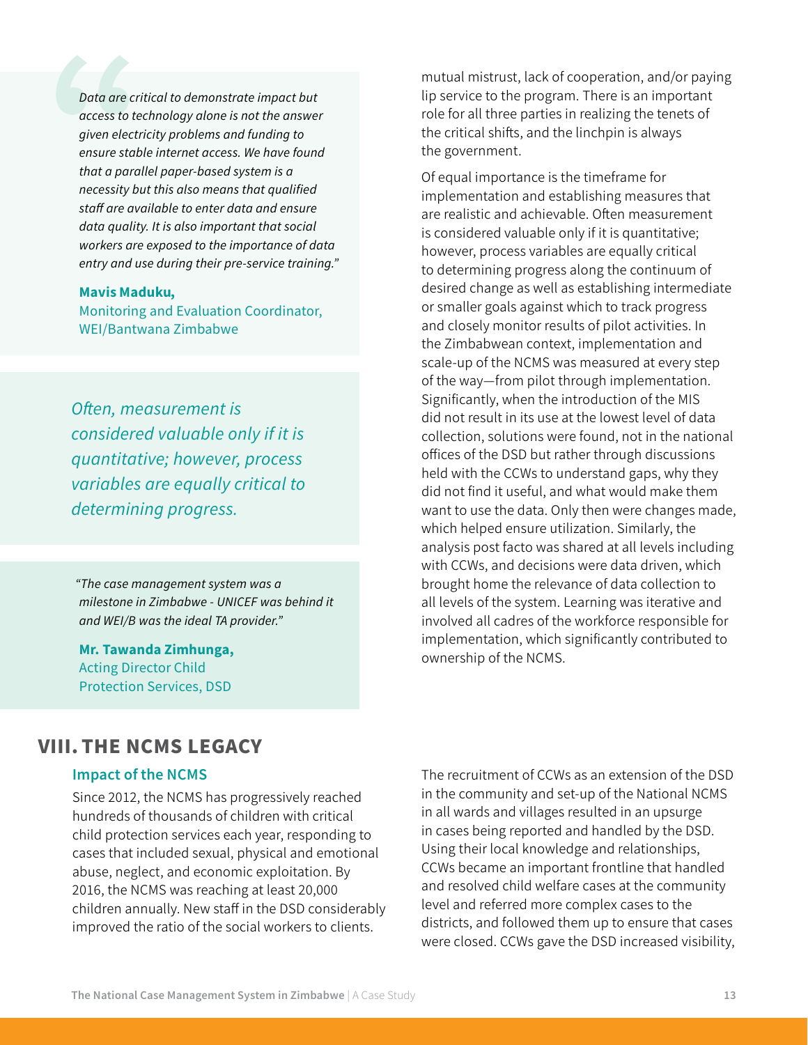> *Data are critical to demonstrate impact but access to technology alone is not the answer given electricity problems and funding to ensure stable internet access. We have found that a parallel paper-based system is a necessity but this also means that qualified staff are available to enter data and ensure data quality. It is also important that social workers are exposed to the importance of data entry and use during their pre-service training."*
>
> **Mavis Maduku,**
> Monitoring and Evaluation Coordinator, WEI/Bantwana Zimbabwe

> *Often, measurement is considered valuable only if it is quantitative; however, process variables are equally critical to determining progress.*

> *"The case management system was a milestone in Zimbabwe - UNICEF was behind it and WEI/B was the ideal TA provider."*
>
> **Mr. Tawanda Zimhunga,**
> Acting Director Child Protection Services, DSD

mutual mistrust, lack of cooperation, and/or paying lip service to the program. There is an important role for all three parties in realizing the tenets of the critical shifts, and the linchpin is always the government.

Of equal importance is the timeframe for implementation and establishing measures that are realistic and achievable. Often measurement is considered valuable only if it is quantitative; however, process variables are equally critical to determining progress along the continuum of desired change as well as establishing intermediate or smaller goals against which to track progress and closely monitor results of pilot activities. In the Zimbabwean context, implementation and scale-up of the NCMS was measured at every step of the way—from pilot through implementation. Significantly, when the introduction of the MIS did not result in its use at the lowest level of data collection, solutions were found, not in the national offices of the DSD but rather through discussions held with the CCWs to understand gaps, why they did not find it useful, and what would make them want to use the data. Only then were changes made, which helped ensure utilization. Similarly, the analysis post facto was shared at all levels including with CCWs, and decisions were data driven, which brought home the relevance of data collection to all levels of the system. Learning was iterative and involved all cadres of the workforce responsible for implementation, which significantly contributed to ownership of the NCMS.

## VIII. THE NCMS LEGACY

### Impact of the NCMS

Since 2012, the NCMS has progressively reached hundreds of thousands of children with critical child protection services each year, responding to cases that included sexual, physical and emotional abuse, neglect, and economic exploitation. By 2016, the NCMS was reaching at least 20,000 children annually. New staff in the DSD considerably improved the ratio of the social workers to clients.

The recruitment of CCWs as an extension of the DSD in the community and set-up of the National NCMS in all wards and villages resulted in an upsurge in cases being reported and handled by the DSD. Using their local knowledge and relationships, CCWs became an important frontline that handled and resolved child welfare cases at the community level and referred more complex cases to the districts, and followed them up to ensure that cases were closed. CCWs gave the DSD increased visibility,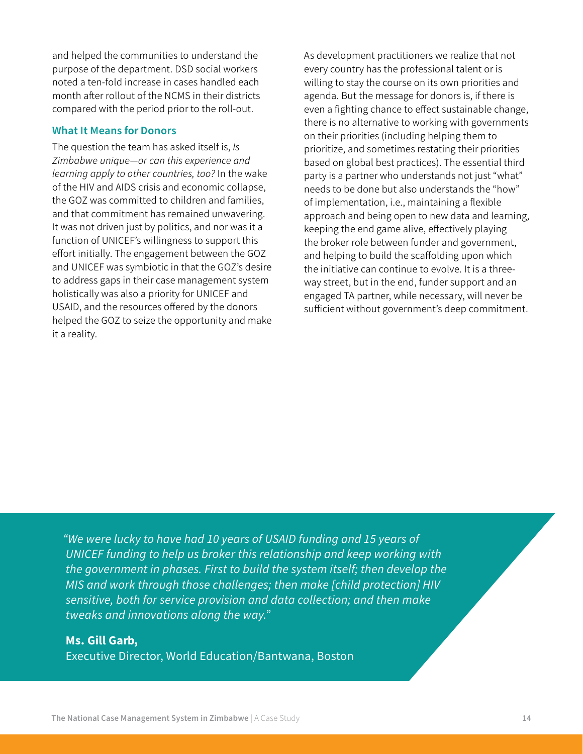and helped the communities to understand the purpose of the department. DSD social workers noted a ten-fold increase in cases handled each month after rollout of the NCMS in their districts compared with the period prior to the roll-out.

### What It Means for Donors

The question the team has asked itself is, *Is Zimbabwe unique—or can this experience and learning apply to other countries, too?* In the wake of the HIV and AIDS crisis and economic collapse, the GOZ was committed to children and families, and that commitment has remained unwavering. It was not driven just by politics, and nor was it a function of UNICEF's willingness to support this effort initially. The engagement between the GOZ and UNICEF was symbiotic in that the GOZ's desire to address gaps in their case management system holistically was also a priority for UNICEF and USAID, and the resources offered by the donors helped the GOZ to seize the opportunity and make it a reality.

As development practitioners we realize that not every country has the professional talent or is willing to stay the course on its own priorities and agenda. But the message for donors is, if there is even a fighting chance to effect sustainable change, there is no alternative to working with governments on their priorities (including helping them to prioritize, and sometimes restating their priorities based on global best practices). The essential third party is a partner who understands not just "what" needs to be done but also understands the "how" of implementation, i.e., maintaining a flexible approach and being open to new data and learning, keeping the end game alive, effectively playing the broker role between funder and government, and helping to build the scaffolding upon which the initiative can continue to evolve. It is a three-way street, but in the end, funder support and an engaged TA partner, while necessary, will never be sufficient without government's deep commitment.

> *"We were lucky to have had 10 years of USAID funding and 15 years of UNICEF funding to help us broker this relationship and keep working with the government in phases. First to build the system itself; then develop the MIS and work through those challenges; then make [child protection] HIV sensitive, both for service provision and data collection; and then make tweaks and innovations along the way."*
>
> **Ms. Gill Garb,**
> Executive Director, World Education/Bantwana, Boston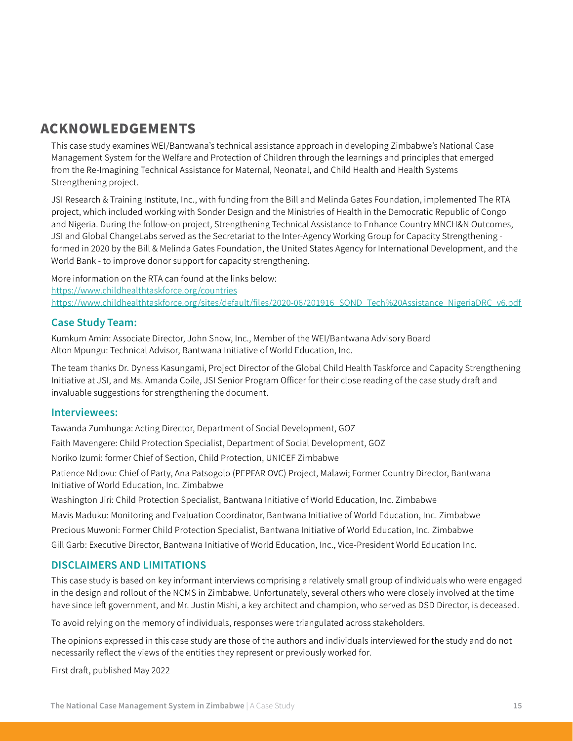# ACKNOWLEDGEMENTS

This case study examines WEI/Bantwana's technical assistance approach in developing Zimbabwe's National Case Management System for the Welfare and Protection of Children through the learnings and principles that emerged from the Re-Imagining Technical Assistance for Maternal, Neonatal, and Child Health and Health Systems Strengthening project.

JSI Research & Training Institute, Inc., with funding from the Bill and Melinda Gates Foundation, implemented The RTA project, which included working with Sonder Design and the Ministries of Health in the Democratic Republic of Congo and Nigeria. During the follow-on project, Strengthening Technical Assistance to Enhance Country MNCH&N Outcomes, JSI and Global ChangeLabs served as the Secretariat to the Inter-Agency Working Group for Capacity Strengthening - formed in 2020 by the Bill & Melinda Gates Foundation, the United States Agency for International Development, and the World Bank - to improve donor support for capacity strengthening.

More information on the RTA can found at the links below:
https://www.childhealthtaskforce.org/countries
https://www.childhealthtaskforce.org/sites/default/files/2020-06/201916_SOND_Tech%20Assistance_NigeriaDRC_v6.pdf

## Case Study Team:

Kumkum Amin: Associate Director, John Snow, Inc., Member of the WEI/Bantwana Advisory Board
Alton Mpungu: Technical Advisor, Bantwana Initiative of World Education, Inc.

The team thanks Dr. Dyness Kasungami, Project Director of the Global Child Health Taskforce and Capacity Strengthening Initiative at JSI, and Ms. Amanda Coile, JSI Senior Program Officer for their close reading of the case study draft and invaluable suggestions for strengthening the document.

## Interviewees:

Tawanda Zumhunga: Acting Director, Department of Social Development, GOZ

Faith Mavengere: Child Protection Specialist, Department of Social Development, GOZ

Noriko Izumi: former Chief of Section, Child Protection, UNICEF Zimbabwe

Patience Ndlovu: Chief of Party, Ana Patsogolo (PEPFAR OVC) Project, Malawi; Former Country Director, Bantwana Initiative of World Education, Inc. Zimbabwe

Washington Jiri: Child Protection Specialist, Bantwana Initiative of World Education, Inc. Zimbabwe

Mavis Maduku: Monitoring and Evaluation Coordinator, Bantwana Initiative of World Education, Inc. Zimbabwe

Precious Muwoni: Former Child Protection Specialist, Bantwana Initiative of World Education, Inc. Zimbabwe

Gill Garb: Executive Director, Bantwana Initiative of World Education, Inc., Vice-President World Education Inc.

## DISCLAIMERS AND LIMITATIONS

This case study is based on key informant interviews comprising a relatively small group of individuals who were engaged in the design and rollout of the NCMS in Zimbabwe. Unfortunately, several others who were closely involved at the time have since left government, and Mr. Justin Mishi, a key architect and champion, who served as DSD Director, is deceased.

To avoid relying on the memory of individuals, responses were triangulated across stakeholders.

The opinions expressed in this case study are those of the authors and individuals interviewed for the study and do not necessarily reflect the views of the entities they represent or previously worked for.

First draft, published May 2022